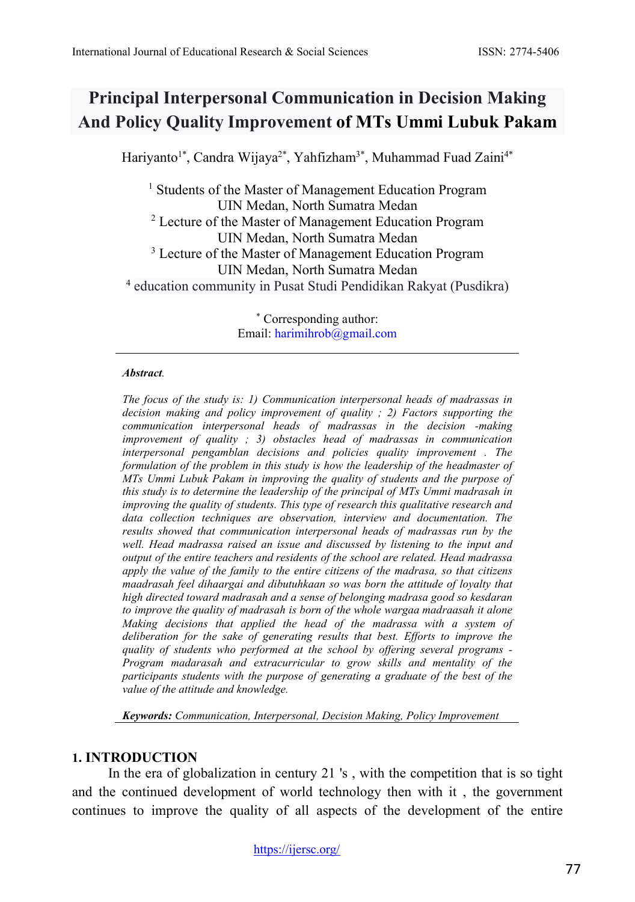# Principal Interpersonal Communication in Decision Making And Policy Quality Improvement of MTs Ummi Lubuk Pakam

Hariyanto[1*], Candra Wijaya[2*], Yahfizham[3*], Muhammad Fuad Zaini[4*]

[1] Students of the Master of Management Education Program
UIN Medan, North Sumatra Medan
[2] Lecture of the Master of Management Education Program
UIN Medan, North Sumatra Medan
[3] Lecture of the Master of Management Education Program
UIN Medan, North Sumatra Medan
[4] education community in Pusat Studi Pendidikan Rakyat (Pusdikra)

[*] Corresponding author:
Email: harimihrob@gmail.com

***Abstract.***

*The focus of the study is: 1) Communication interpersonal heads of madrassas in decision making and policy improvement of quality ; 2) Factors supporting the communication interpersonal heads of madrassas in the decision -making improvement of quality ; 3) obstacles head of madrassas in communication interpersonal pengamblan decisions and policies quality improvement . The formulation of the problem in this study is how the leadership of the headmaster of MTs Ummi Lubuk Pakam in improving the quality of students and the purpose of this study is to determine the leadership of the principal of MTs Ummi madrasah in improving the quality of students. This type of research this qualitative research and data collection techniques are observation, interview and documentation. The results showed that communication interpersonal heads of madrassas run by the well. Head madrassa raised an issue and discussed by listening to the input and output of the entire teachers and residents of the school are related. Head madrassa apply the value of the family to the entire citizens of the madrasa, so that citizens maadrasah feel dihaargai and dibutuhkaan so was born the attitude of loyalty that high directed toward madrasah and a sense of belonging madrasa good so kesdaran to improve the quality of madrasah is born of the whole wargaa madraasah it alone Making decisions that applied the head of the madrassa with a system of deliberation for the sake of generating results that best. Efforts to improve the quality of students who performed at the school by offering several programs - Program madarasah and extracurricular to grow skills and mentality of the participants students with the purpose of generating a graduate of the best of the value of the attitude and knowledge.*

***Keywords:*** *Communication, Interpersonal, Decision Making, Policy Improvement*

## 1. INTRODUCTION

In the era of globalization in century 21 's , with the competition that is so tight and the continued development of world technology then with it , the government continues to improve the quality of all aspects of the development of the entire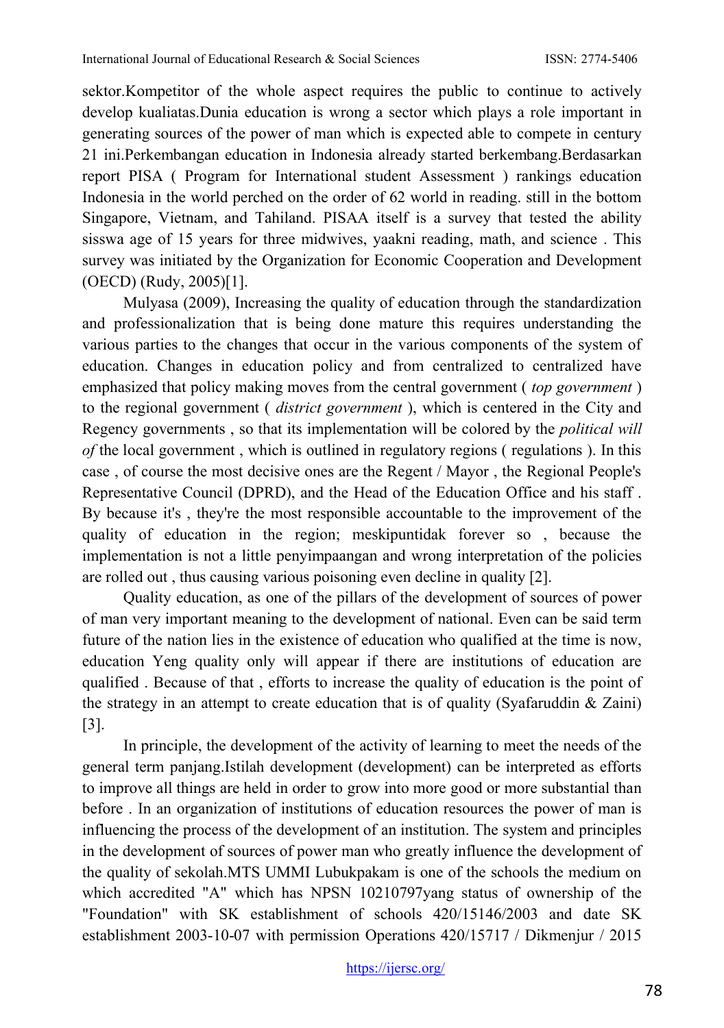sektor.Kompetitor of the whole aspect requires the public to continue to actively develop kualiatas.Dunia education is wrong a sector which plays a role important in generating sources of the power of man which is expected able to compete in century 21 ini.Perkembangan education in Indonesia already started berkembang.Berdasarkan report PISA ( Program for International student Assessment ) rankings education Indonesia in the world perched on the order of 62 world in reading. still in the bottom Singapore, Vietnam, and Tahiland. PISAA itself is a survey that tested the ability sisswa age of 15 years for three midwives, yaakni reading, math, and science . This survey was initiated by the Organization for Economic Cooperation and Development (OECD) (Rudy, 2005)[1].

Mulyasa (2009), Increasing the quality of education through the standardization and professionalization that is being done mature this requires understanding the various parties to the changes that occur in the various components of the system of education. Changes in education policy and from centralized to centralized have emphasized that policy making moves from the central government ( *top government* ) to the regional government ( *district government* ), which is centered in the City and Regency governments , so that its implementation will be colored by the *political will of* the local government , which is outlined in regulatory regions ( regulations ). In this case , of course the most decisive ones are the Regent / Mayor , the Regional People's Representative Council (DPRD), and the Head of the Education Office and his staff . By because it's , they're the most responsible accountable to the improvement of the quality of education in the region; meskipuntidak forever so , because the implementation is not a little penyimpaangan and wrong interpretation of the policies are rolled out , thus causing various poisoning even decline in quality [2].

Quality education, as one of the pillars of the development of sources of power of man very important meaning to the development of national. Even can be said term future of the nation lies in the existence of education who qualified at the time is now, education Yeng quality only will appear if there are institutions of education are qualified . Because of that , efforts to increase the quality of education is the point of the strategy in an attempt to create education that is of quality (Syafaruddin & Zaini) [3].

In principle, the development of the activity of learning to meet the needs of the general term panjang.Istilah development (development) can be interpreted as efforts to improve all things are held in order to grow into more good or more substantial than before . In an organization of institutions of education resources the power of man is influencing the process of the development of an institution. The system and principles in the development of sources of power man who greatly influence the development of the quality of sekolah.MTS UMMI Lubukpakam is one of the schools the medium on which accredited "A" which has NPSN 10210797yang status of ownership of the "Foundation" with SK establishment of schools 420/15146/2003 and date SK establishment 2003-10-07 with permission Operations 420/15717 / Dikmenjur / 2015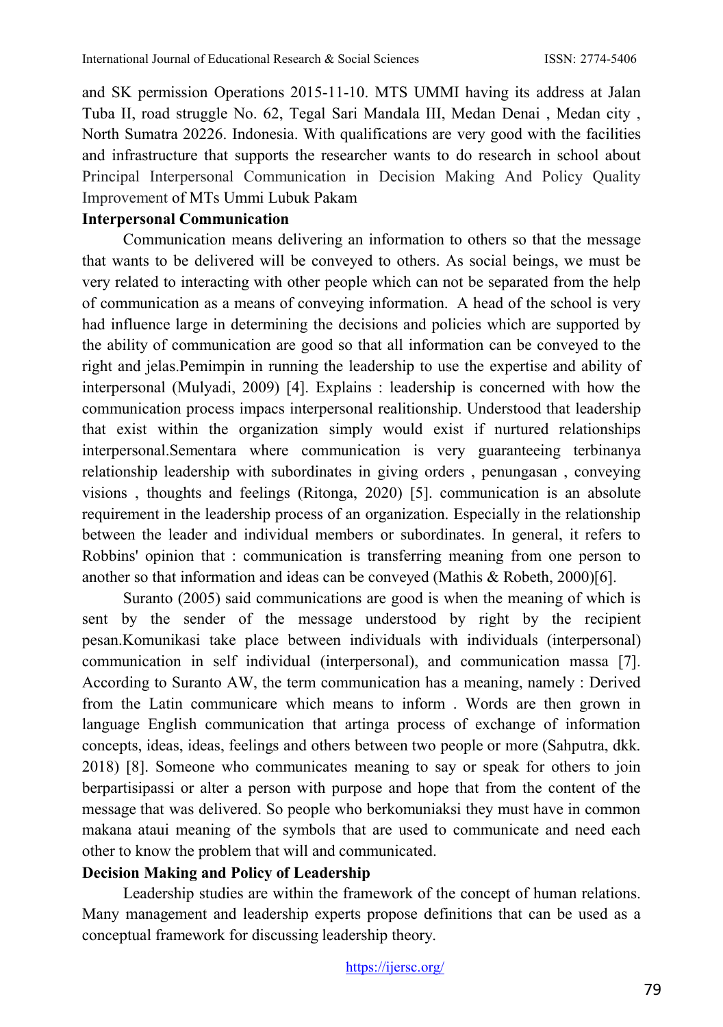and SK permission Operations 2015-11-10. MTS UMMI having its address at Jalan Tuba II, road struggle No. 62, Tegal Sari Mandala III, Medan Denai , Medan city , North Sumatra 20226. Indonesia. With qualifications are very good with the facilities and infrastructure that supports the researcher wants to do research in school about Principal Interpersonal Communication in Decision Making And Policy Quality Improvement of MTs Ummi Lubuk Pakam

**Interpersonal Communication**

Communication means delivering an information to others so that the message that wants to be delivered will be conveyed to others. As social beings, we must be very related to interacting with other people which can not be separated from the help of communication as a means of conveying information. A head of the school is very had influence large in determining the decisions and policies which are supported by the ability of communication are good so that all information can be conveyed to the right and jelas.Pemimpin in running the leadership to use the expertise and ability of interpersonal (Mulyadi, 2009) [4]. Explains : leadership is concerned with how the communication process impacs interpersonal realitionship. Understood that leadership that exist within the organization simply would exist if nurtured relationships interpersonal.Sementara where communication is very guaranteeing terbinanya relationship leadership with subordinates in giving orders , penungasan , conveying visions , thoughts and feelings (Ritonga, 2020) [5]. communication is an absolute requirement in the leadership process of an organization. Especially in the relationship between the leader and individual members or subordinates. In general, it refers to Robbins' opinion that : communication is transferring meaning from one person to another so that information and ideas can be conveyed (Mathis & Robeth, 2000)[6].

Suranto (2005) said communications are good is when the meaning of which is sent by the sender of the message understood by right by the recipient pesan.Komunikasi take place between individuals with individuals (interpersonal) communication in self individual (interpersonal), and communication massa [7]. According to Suranto AW, the term communication has a meaning, namely : Derived from the Latin communicare which means to inform . Words are then grown in language English communication that artinga process of exchange of information concepts, ideas, ideas, feelings and others between two people or more (Sahputra, dkk. 2018) [8]. Someone who communicates meaning to say or speak for others to join berpartisipassi or alter a person with purpose and hope that from the content of the message that was delivered. So people who berkomuniaksi they must have in common makana ataui meaning of the symbols that are used to communicate and need each other to know the problem that will and communicated.

**Decision Making and Policy of Leadership**

Leadership studies are within the framework of the concept of human relations. Many management and leadership experts propose definitions that can be used as a conceptual framework for discussing leadership theory.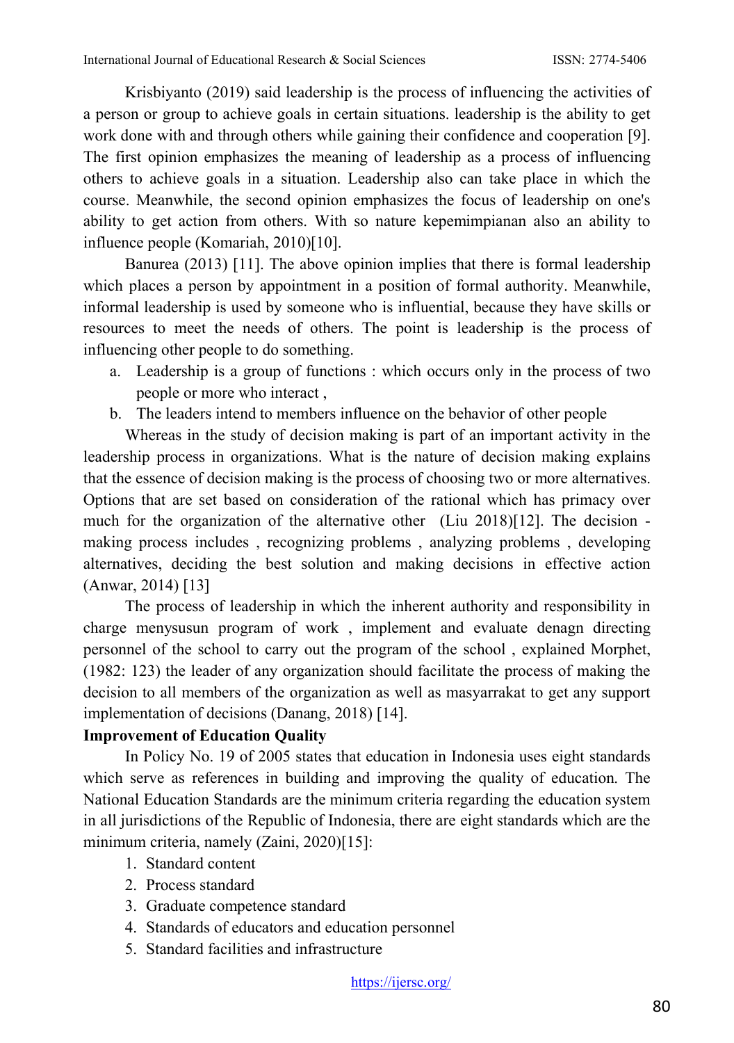Krisbiyanto (2019) said leadership is the process of influencing the activities of a person or group to achieve goals in certain situations. leadership is the ability to get work done with and through others while gaining their confidence and cooperation [9]. The first opinion emphasizes the meaning of leadership as a process of influencing others to achieve goals in a situation. Leadership also can take place in which the course. Meanwhile, the second opinion emphasizes the focus of leadership on one's ability to get action from others. With so nature kepemimpianan also an ability to influence people (Komariah, 2010)[10].

Banurea (2013) [11]. The above opinion implies that there is formal leadership which places a person by appointment in a position of formal authority. Meanwhile, informal leadership is used by someone who is influential, because they have skills or resources to meet the needs of others. The point is leadership is the process of influencing other people to do something.

a. Leadership is a group of functions : which occurs only in the process of two people or more who interact ,
b. The leaders intend to members influence on the behavior of other people

Whereas in the study of decision making is part of an important activity in the leadership process in organizations. What is the nature of decision making explains that the essence of decision making is the process of choosing two or more alternatives. Options that are set based on consideration of the rational which has primacy over much for the organization of the alternative other (Liu 2018)[12]. The decision - making process includes , recognizing problems , analyzing problems , developing alternatives, deciding the best solution and making decisions in effective action (Anwar, 2014) [13]

The process of leadership in which the inherent authority and responsibility in charge menysusun program of work , implement and evaluate denagn directing personnel of the school to carry out the program of the school , explained Morphet, (1982: 123) the leader of any organization should facilitate the process of making the decision to all members of the organization as well as masyarrakat to get any support implementation of decisions (Danang, 2018) [14].

**Improvement of Education Quality**

In Policy No. 19 of 2005 states that education in Indonesia uses eight standards which serve as references in building and improving the quality of education. The National Education Standards are the minimum criteria regarding the education system in all jurisdictions of the Republic of Indonesia, there are eight standards which are the minimum criteria, namely (Zaini, 2020)[15]:

1. Standard content
2. Process standard
3. Graduate competence standard
4. Standards of educators and education personnel
5. Standard facilities and infrastructure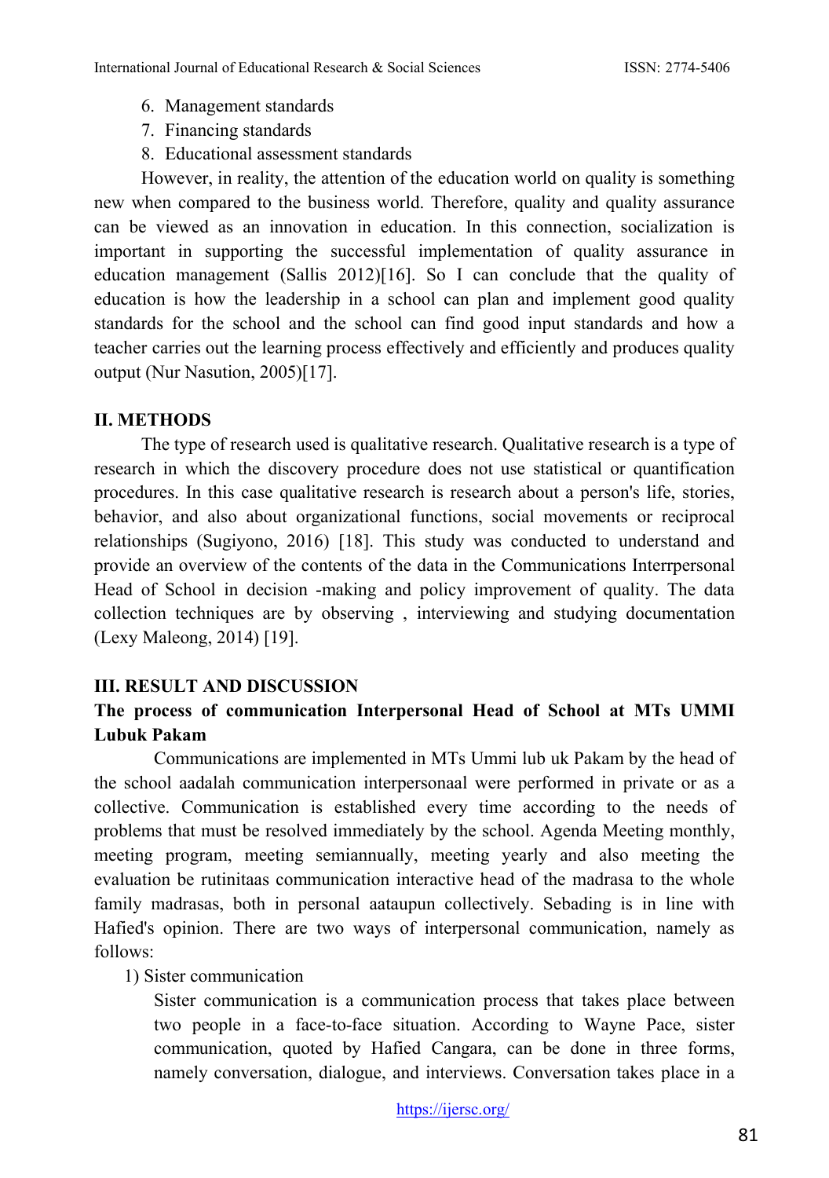6. Management standards
7. Financing standards
8. Educational assessment standards

However, in reality, the attention of the education world on quality is something new when compared to the business world. Therefore, quality and quality assurance can be viewed as an innovation in education. In this connection, socialization is important in supporting the successful implementation of quality assurance in education management (Sallis 2012)[16]. So I can conclude that the quality of education is how the leadership in a school can plan and implement good quality standards for the school and the school can find good input standards and how a teacher carries out the learning process effectively and efficiently and produces quality output (Nur Nasution, 2005)[17].

## II. METHODS

The type of research used is qualitative research. Qualitative research is a type of research in which the discovery procedure does not use statistical or quantification procedures. In this case qualitative research is research about a person's life, stories, behavior, and also about organizational functions, social movements or reciprocal relationships (Sugiyono, 2016) [18]. This study was conducted to understand and provide an overview of the contents of the data in the Communications Interrpersonal Head of School in decision -making and policy improvement of quality. The data collection techniques are by observing , interviewing and studying documentation (Lexy Maleong, 2014) [19].

## III. RESULT AND DISCUSSION

### The process of communication Interpersonal Head of School at MTs UMMI Lubuk Pakam

Communications are implemented in MTs Ummi lub uk Pakam by the head of the school aadalah communication interpersonaal were performed in private or as a collective. Communication is established every time according to the needs of problems that must be resolved immediately by the school. Agenda Meeting monthly, meeting program, meeting semiannually, meeting yearly and also meeting the evaluation be rutinitaas communication interactive head of the madrasa to the whole family madrasas, both in personal aataupun collectively. Sebading is in line with Hafied's opinion. There are two ways of interpersonal communication, namely as follows:

1) Sister communication

Sister communication is a communication process that takes place between two people in a face-to-face situation. According to Wayne Pace, sister communication, quoted by Hafied Cangara, can be done in three forms, namely conversation, dialogue, and interviews. Conversation takes place in a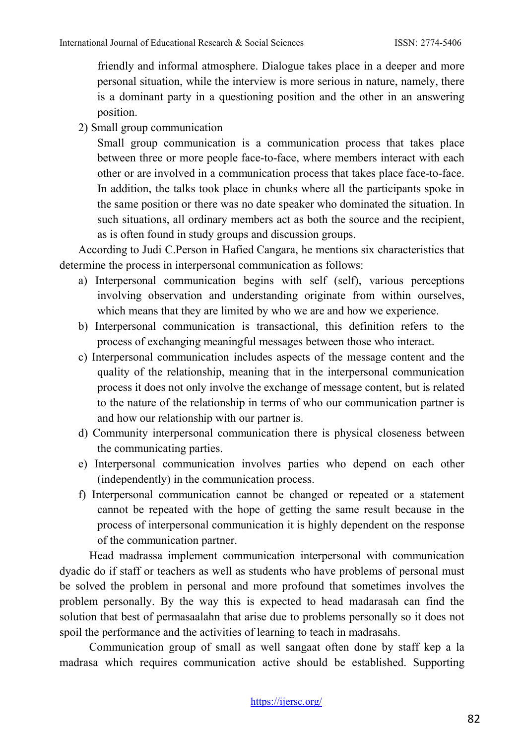friendly and informal atmosphere. Dialogue takes place in a deeper and more personal situation, while the interview is more serious in nature, namely, there is a dominant party in a questioning position and the other in an answering position.

2) Small group communication

Small group communication is a communication process that takes place between three or more people face-to-face, where members interact with each other or are involved in a communication process that takes place face-to-face. In addition, the talks took place in chunks where all the participants spoke in the same position or there was no date speaker who dominated the situation. In such situations, all ordinary members act as both the source and the recipient, as is often found in study groups and discussion groups.

According to Judi C.Person in Hafied Cangara, he mentions six characteristics that determine the process in interpersonal communication as follows:

a) Interpersonal communication begins with self (self), various perceptions involving observation and understanding originate from within ourselves, which means that they are limited by who we are and how we experience.
b) Interpersonal communication is transactional, this definition refers to the process of exchanging meaningful messages between those who interact.
c) Interpersonal communication includes aspects of the message content and the quality of the relationship, meaning that in the interpersonal communication process it does not only involve the exchange of message content, but is related to the nature of the relationship in terms of who our communication partner is and how our relationship with our partner is.
d) Community interpersonal communication there is physical closeness between the communicating parties.
e) Interpersonal communication involves parties who depend on each other (independently) in the communication process.
f) Interpersonal communication cannot be changed or repeated or a statement cannot be repeated with the hope of getting the same result because in the process of interpersonal communication it is highly dependent on the response of the communication partner.

Head madrassa implement communication interpersonal with communication dyadic do if staff or teachers as well as students who have problems of personal must be solved the problem in personal and more profound that sometimes involves the problem personally. By the way this is expected to head madarasah can find the solution that best of permasaalahn that arise due to problems personally so it does not spoil the performance and the activities of learning to teach in madrasahs.

Communication group of small as well sangaat often done by staff kep a la madrasa which requires communication active should be established. Supporting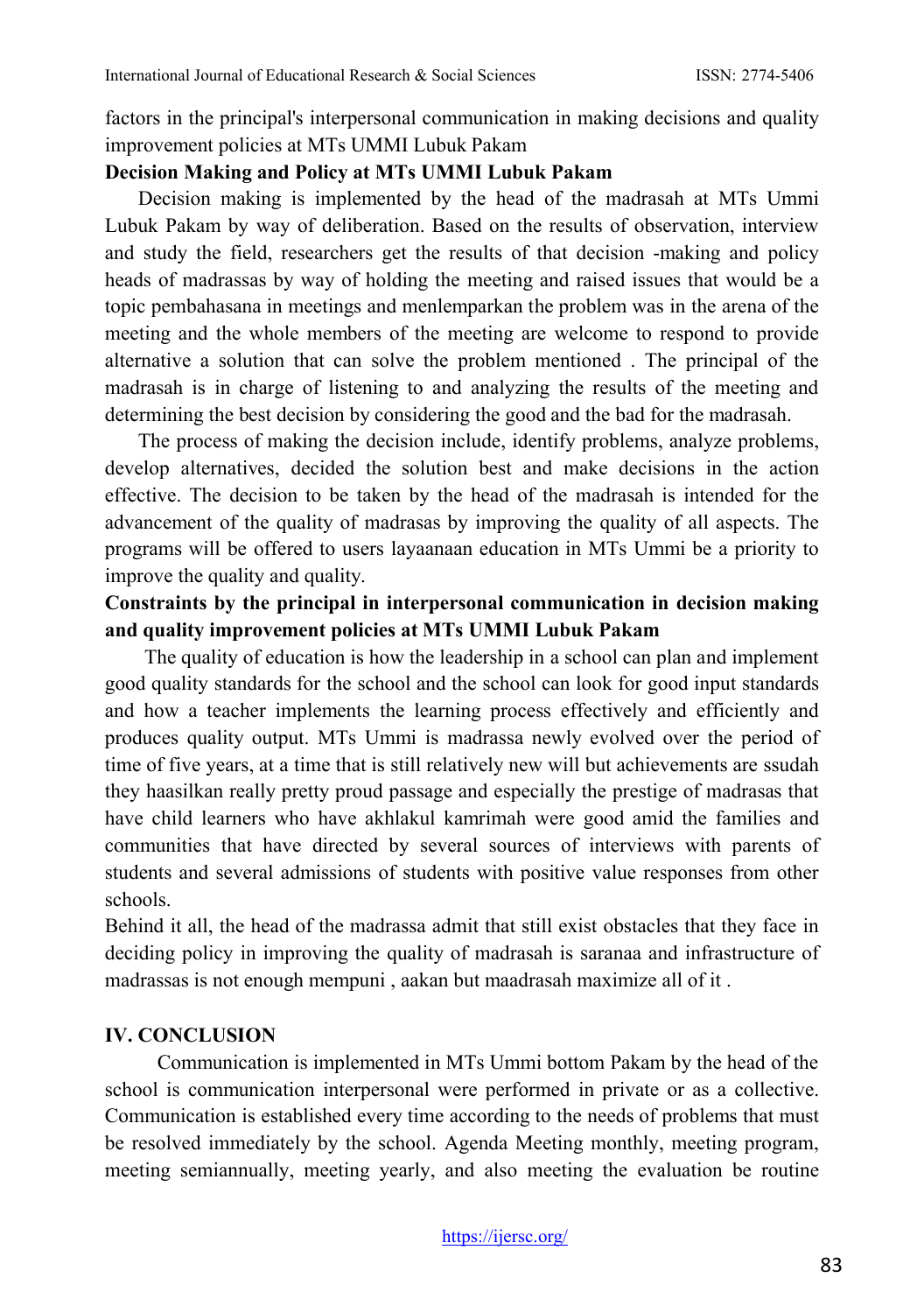factors in the principal's interpersonal communication in making decisions and quality improvement policies at MTs UMMI Lubuk Pakam

**Decision Making and Policy at MTs UMMI Lubuk Pakam**

Decision making is implemented by the head of the madrasah at MTs Ummi Lubuk Pakam by way of deliberation. Based on the results of observation, interview and study the field, researchers get the results of that decision -making and policy heads of madrassas by way of holding the meeting and raised issues that would be a topic pembahasana in meetings and menlemparkan the problem was in the arena of the meeting and the whole members of the meeting are welcome to respond to provide alternative a solution that can solve the problem mentioned . The principal of the madrasah is in charge of listening to and analyzing the results of the meeting and determining the best decision by considering the good and the bad for the madrasah.

The process of making the decision include, identify problems, analyze problems, develop alternatives, decided the solution best and make decisions in the action effective. The decision to be taken by the head of the madrasah is intended for the advancement of the quality of madrasas by improving the quality of all aspects. The programs will be offered to users layaanaan education in MTs Ummi be a priority to improve the quality and quality.

**Constraints by the principal in interpersonal communication in decision making and quality improvement policies at MTs UMMI Lubuk Pakam**

The quality of education is how the leadership in a school can plan and implement good quality standards for the school and the school can look for good input standards and how a teacher implements the learning process effectively and efficiently and produces quality output. MTs Ummi is madrassa newly evolved over the period of time of five years, at a time that is still relatively new will but achievements are ssudah they haasilkan really pretty proud passage and especially the prestige of madrasas that have child learners who have akhlakul kamrimah were good amid the families and communities that have directed by several sources of interviews with parents of students and several admissions of students with positive value responses from other schools.

Behind it all, the head of the madrassa admit that still exist obstacles that they face in deciding policy in improving the quality of madrasah is saranaa and infrastructure of madrassas is not enough mempuni , aakan but maadrasah maximize all of it .

## IV. CONCLUSION

Communication is implemented in MTs Ummi bottom Pakam by the head of the school is communication interpersonal were performed in private or as a collective. Communication is established every time according to the needs of problems that must be resolved immediately by the school. Agenda Meeting monthly, meeting program, meeting semiannually, meeting yearly, and also meeting the evaluation be routine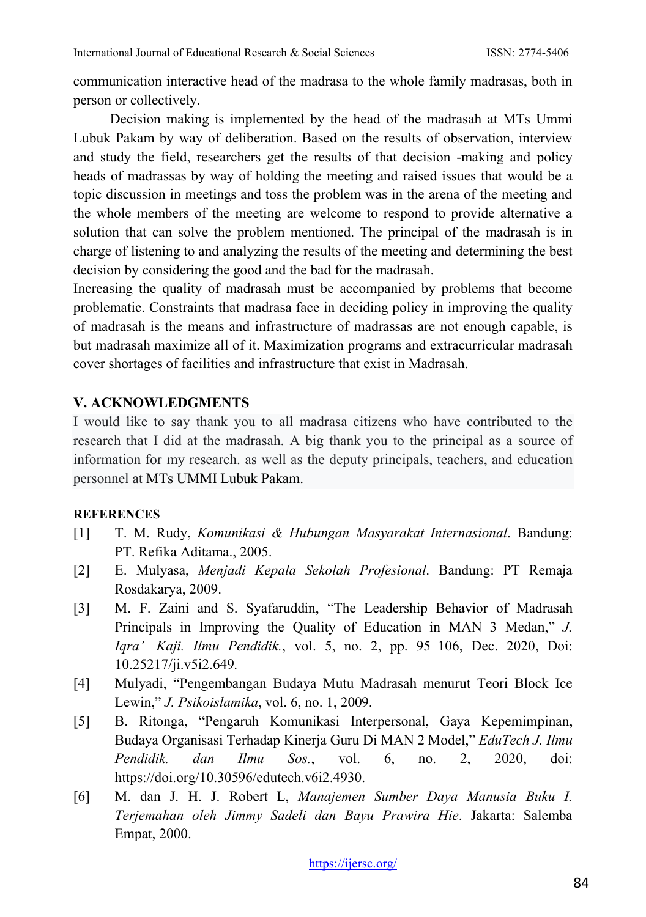communication interactive head of the madrasa to the whole family madrasas, both in person or collectively.

Decision making is implemented by the head of the madrasah at MTs Ummi Lubuk Pakam by way of deliberation. Based on the results of observation, interview and study the field, researchers get the results of that decision -making and policy heads of madrassas by way of holding the meeting and raised issues that would be a topic discussion in meetings and toss the problem was in the arena of the meeting and the whole members of the meeting are welcome to respond to provide alternative a solution that can solve the problem mentioned. The principal of the madrasah is in charge of listening to and analyzing the results of the meeting and determining the best decision by considering the good and the bad for the madrasah.

Increasing the quality of madrasah must be accompanied by problems that become problematic. Constraints that madrasa face in deciding policy in improving the quality of madrasah is the means and infrastructure of madrassas are not enough capable, is but madrasah maximize all of it. Maximization programs and extracurricular madrasah cover shortages of facilities and infrastructure that exist in Madrasah.

## V. ACKNOWLEDGMENTS

I would like to say thank you to all madrasa citizens who have contributed to the research that I did at the madrasah. A big thank you to the principal as a source of information for my research. as well as the deputy principals, teachers, and education personnel at MTs UMMI Lubuk Pakam.

## REFERENCES

[1] T. M. Rudy, *Komunikasi & Hubungan Masyarakat Internasional*. Bandung: PT. Refika Aditama., 2005.

[2] E. Mulyasa, *Menjadi Kepala Sekolah Profesional*. Bandung: PT Remaja Rosdakarya, 2009.

[3] M. F. Zaini and S. Syafaruddin, "The Leadership Behavior of Madrasah Principals in Improving the Quality of Education in MAN 3 Medan," *J. Iqra' Kaji. Ilmu Pendidik.*, vol. 5, no. 2, pp. 95–106, Dec. 2020, Doi: 10.25217/ji.v5i2.649.

[4] Mulyadi, "Pengembangan Budaya Mutu Madrasah menurut Teori Block Ice Lewin," *J. Psikoislamika*, vol. 6, no. 1, 2009.

[5] B. Ritonga, "Pengaruh Komunikasi Interpersonal, Gaya Kepemimpinan, Budaya Organisasi Terhadap Kinerja Guru Di MAN 2 Model," *EduTech J. Ilmu Pendidik. dan Ilmu Sos.*, vol. 6, no. 2, 2020, doi: https://doi.org/10.30596/edutech.v6i2.4930.

[6] M. dan J. H. J. Robert L, *Manajemen Sumber Daya Manusia Buku I. Terjemahan oleh Jimmy Sadeli dan Bayu Prawira Hie*. Jakarta: Salemba Empat, 2000.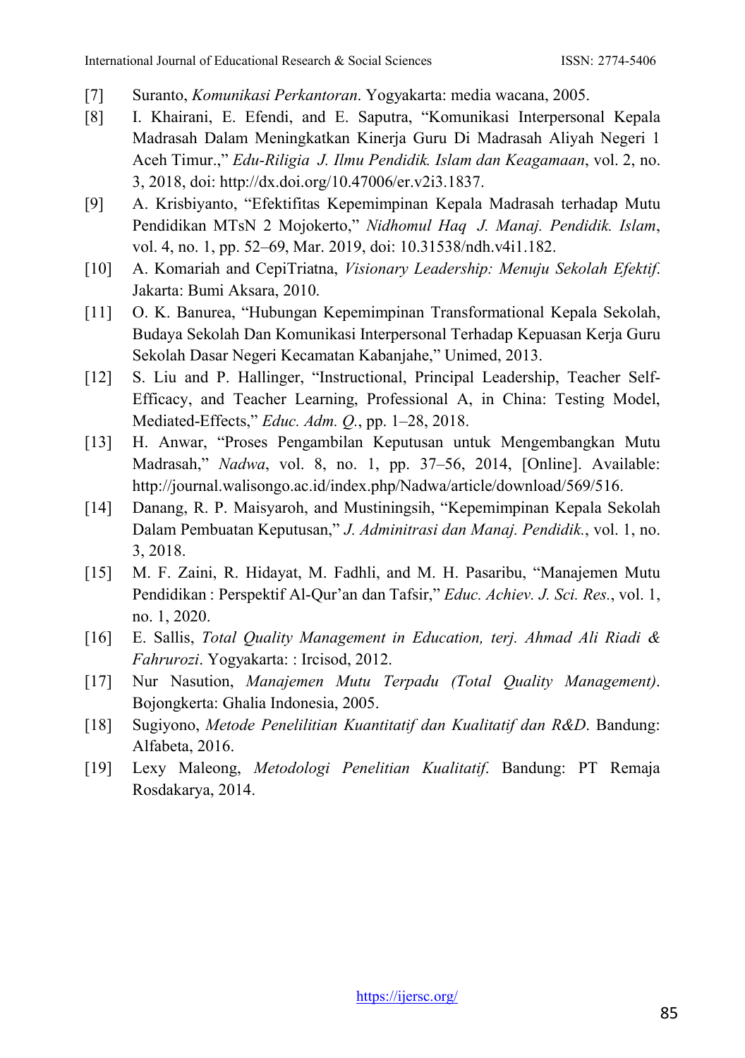[7] Suranto, *Komunikasi Perkantoran*. Yogyakarta: media wacana, 2005.

[8] I. Khairani, E. Efendi, and E. Saputra, "Komunikasi Interpersonal Kepala Madrasah Dalam Meningkatkan Kinerja Guru Di Madrasah Aliyah Negeri 1 Aceh Timur.," *Edu-Riligia J. Ilmu Pendidik. Islam dan Keagamaan*, vol. 2, no. 3, 2018, doi: http://dx.doi.org/10.47006/er.v2i3.1837.

[9] A. Krisbiyanto, "Efektifitas Kepemimpinan Kepala Madrasah terhadap Mutu Pendidikan MTsN 2 Mojokerto," *Nidhomul Haq J. Manaj. Pendidik. Islam*, vol. 4, no. 1, pp. 52–69, Mar. 2019, doi: 10.31538/ndh.v4i1.182.

[10] A. Komariah and CepiTriatna, *Visionary Leadership: Menuju Sekolah Efektif*. Jakarta: Bumi Aksara, 2010.

[11] O. K. Banurea, "Hubungan Kepemimpinan Transformational Kepala Sekolah, Budaya Sekolah Dan Komunikasi Interpersonal Terhadap Kepuasan Kerja Guru Sekolah Dasar Negeri Kecamatan Kabanjahe," Unimed, 2013.

[12] S. Liu and P. Hallinger, "Instructional, Principal Leadership, Teacher Self-Efficacy, and Teacher Learning, Professional A, in China: Testing Model, Mediated-Effects," *Educ. Adm. Q.*, pp. 1–28, 2018.

[13] H. Anwar, "Proses Pengambilan Keputusan untuk Mengembangkan Mutu Madrasah," *Nadwa*, vol. 8, no. 1, pp. 37–56, 2014, [Online]. Available: http://journal.walisongo.ac.id/index.php/Nadwa/article/download/569/516.

[14] Danang, R. P. Maisyaroh, and Mustiningsih, "Kepemimpinan Kepala Sekolah Dalam Pembuatan Keputusan," *J. Adminitrasi dan Manaj. Pendidik.*, vol. 1, no. 3, 2018.

[15] M. F. Zaini, R. Hidayat, M. Fadhli, and M. H. Pasaribu, "Manajemen Mutu Pendidikan : Perspektif Al-Qur'an dan Tafsir," *Educ. Achiev. J. Sci. Res.*, vol. 1, no. 1, 2020.

[16] E. Sallis, *Total Quality Management in Education, terj. Ahmad Ali Riadi & Fahrurozi*. Yogyakarta: : Ircisod, 2012.

[17] Nur Nasution, *Manajemen Mutu Terpadu (Total Quality Management)*. Bojongkerta: Ghalia Indonesia, 2005.

[18] Sugiyono, *Metode Penelilitian Kuantitatif dan Kualitatif dan R&D*. Bandung: Alfabeta, 2016.

[19] Lexy Maleong, *Metodologi Penelitian Kualitatif*. Bandung: PT Remaja Rosdakarya, 2014.